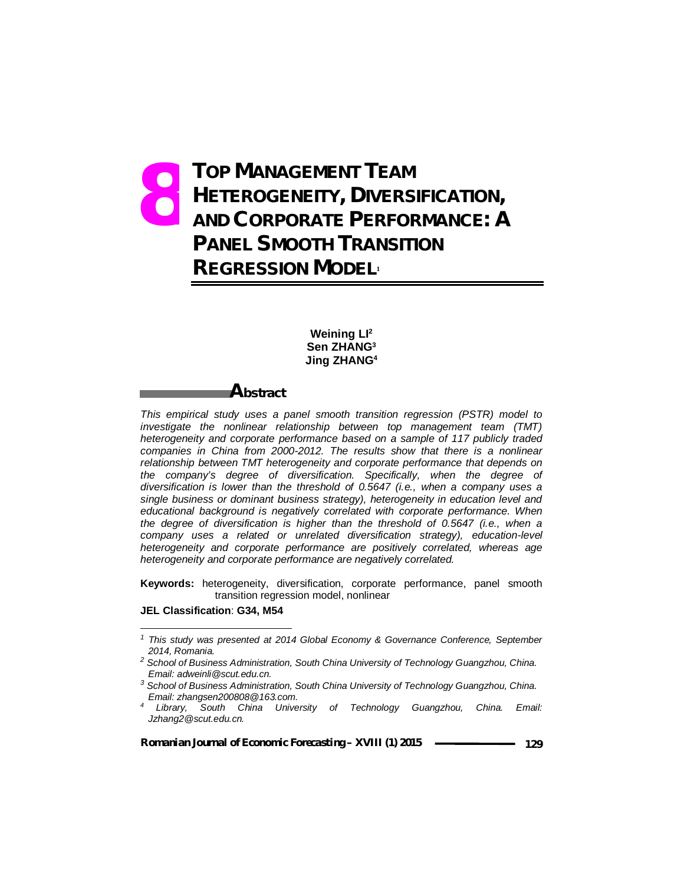# 8 TOP MANAGEMENT TEAM HETEROGENEITY, DIVERSIFICATION, AND CORPORATE PERFORMANCE: A PANEL SMOOTH TRANSITION REGRESSION MODEL[1]

**Weining LI[2]**
**Sen ZHANG[3]**
**Jing ZHANG[4]**

## Abstract

*This empirical study uses a panel smooth transition regression (PSTR) model to investigate the nonlinear relationship between top management team (TMT) heterogeneity and corporate performance based on a sample of 117 publicly traded companies in China from 2000-2012. The results show that there is a nonlinear relationship between TMT heterogeneity and corporate performance that depends on the company's degree of diversification. Specifically, when the degree of diversification is lower than the threshold of 0.5647 (i.e., when a company uses a single business or dominant business strategy), heterogeneity in education level and educational background is negatively correlated with corporate performance. When the degree of diversification is higher than the threshold of 0.5647 (i.e., when a company uses a related or unrelated diversification strategy), education-level heterogeneity and corporate performance are positively correlated, whereas age heterogeneity and corporate performance are negatively correlated.*

**Keywords:** heterogeneity, diversification, corporate performance, panel smooth transition regression model, nonlinear

**JEL Classification**: **G34, M54**

---

[1] *This study was presented at 2014 Global Economy & Governance Conference, September 2014, Romania.*

[2] *School of Business Administration, South China University of Technology Guangzhou, China. Email: adweinli@scut.edu.cn.*

[3] *School of Business Administration, South China University of Technology Guangzhou, China. Email: zhangsen200808@163.com.*

[4] *Library, South China University of Technology Guangzhou, China. Email: Jzhang2@scut.edu.cn.*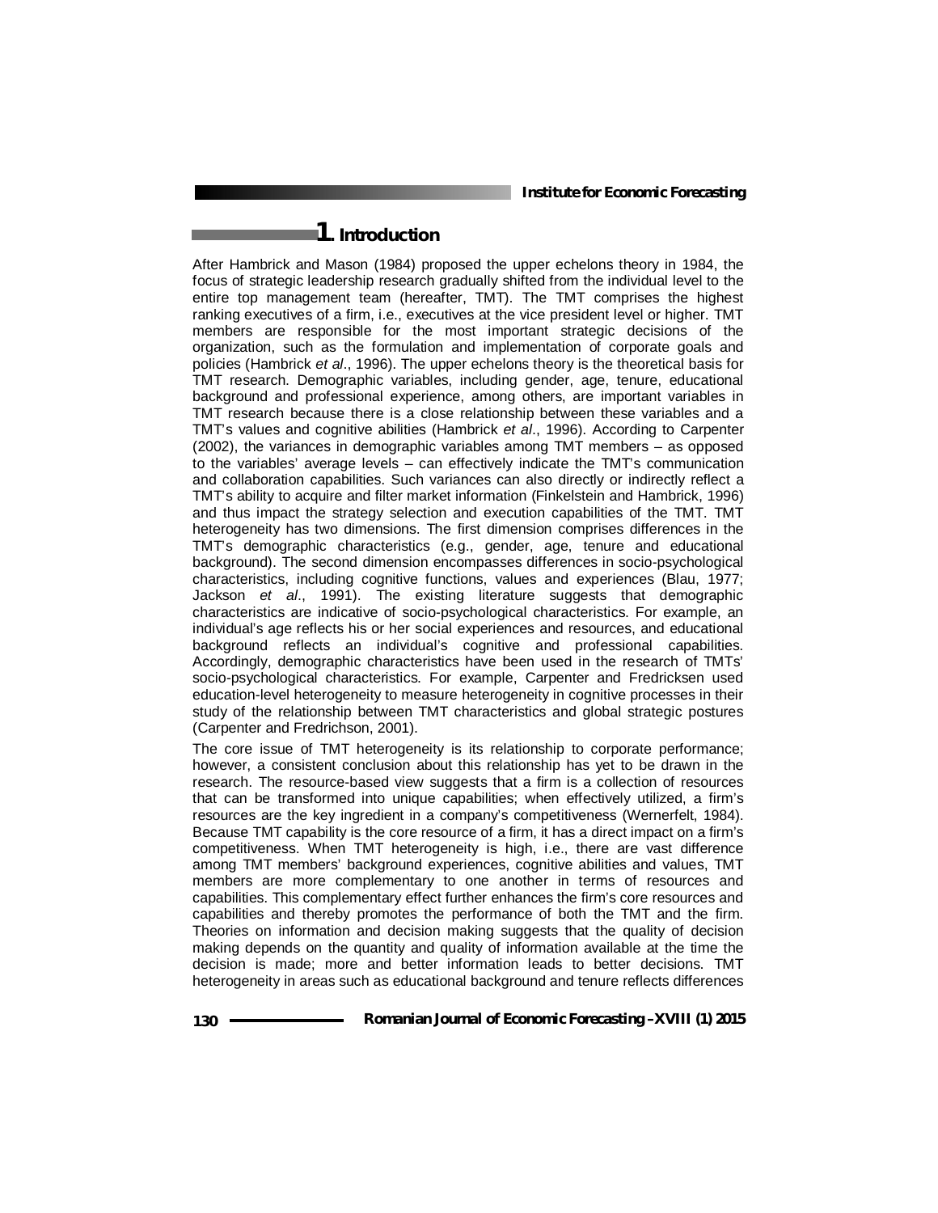## 1. Introduction

After Hambrick and Mason (1984) proposed the upper echelons theory in 1984, the focus of strategic leadership research gradually shifted from the individual level to the entire top management team (hereafter, TMT). The TMT comprises the highest ranking executives of a firm, i.e., executives at the vice president level or higher. TMT members are responsible for the most important strategic decisions of the organization, such as the formulation and implementation of corporate goals and policies (Hambrick *et al*., 1996). The upper echelons theory is the theoretical basis for TMT research. Demographic variables, including gender, age, tenure, educational background and professional experience, among others, are important variables in TMT research because there is a close relationship between these variables and a TMT's values and cognitive abilities (Hambrick *et al*., 1996). According to Carpenter (2002), the variances in demographic variables among TMT members – as opposed to the variables' average levels – can effectively indicate the TMT's communication and collaboration capabilities. Such variances can also directly or indirectly reflect a TMT's ability to acquire and filter market information (Finkelstein and Hambrick, 1996) and thus impact the strategy selection and execution capabilities of the TMT. TMT heterogeneity has two dimensions. The first dimension comprises differences in the TMT's demographic characteristics (e.g., gender, age, tenure and educational background). The second dimension encompasses differences in socio-psychological characteristics, including cognitive functions, values and experiences (Blau, 1977; Jackson *et al*., 1991). The existing literature suggests that demographic characteristics are indicative of socio-psychological characteristics. For example, an individual's age reflects his or her social experiences and resources, and educational background reflects an individual's cognitive and professional capabilities. Accordingly, demographic characteristics have been used in the research of TMTs' socio-psychological characteristics. For example, Carpenter and Fredricksen used education-level heterogeneity to measure heterogeneity in cognitive processes in their study of the relationship between TMT characteristics and global strategic postures (Carpenter and Fredrichson, 2001).

The core issue of TMT heterogeneity is its relationship to corporate performance; however, a consistent conclusion about this relationship has yet to be drawn in the research. The resource-based view suggests that a firm is a collection of resources that can be transformed into unique capabilities; when effectively utilized, a firm's resources are the key ingredient in a company's competitiveness (Wernerfelt, 1984). Because TMT capability is the core resource of a firm, it has a direct impact on a firm's competitiveness. When TMT heterogeneity is high, i.e., there are vast difference among TMT members' background experiences, cognitive abilities and values, TMT members are more complementary to one another in terms of resources and capabilities. This complementary effect further enhances the firm's core resources and capabilities and thereby promotes the performance of both the TMT and the firm. Theories on information and decision making suggests that the quality of decision making depends on the quantity and quality of information available at the time the decision is made; more and better information leads to better decisions. TMT heterogeneity in areas such as educational background and tenure reflects differences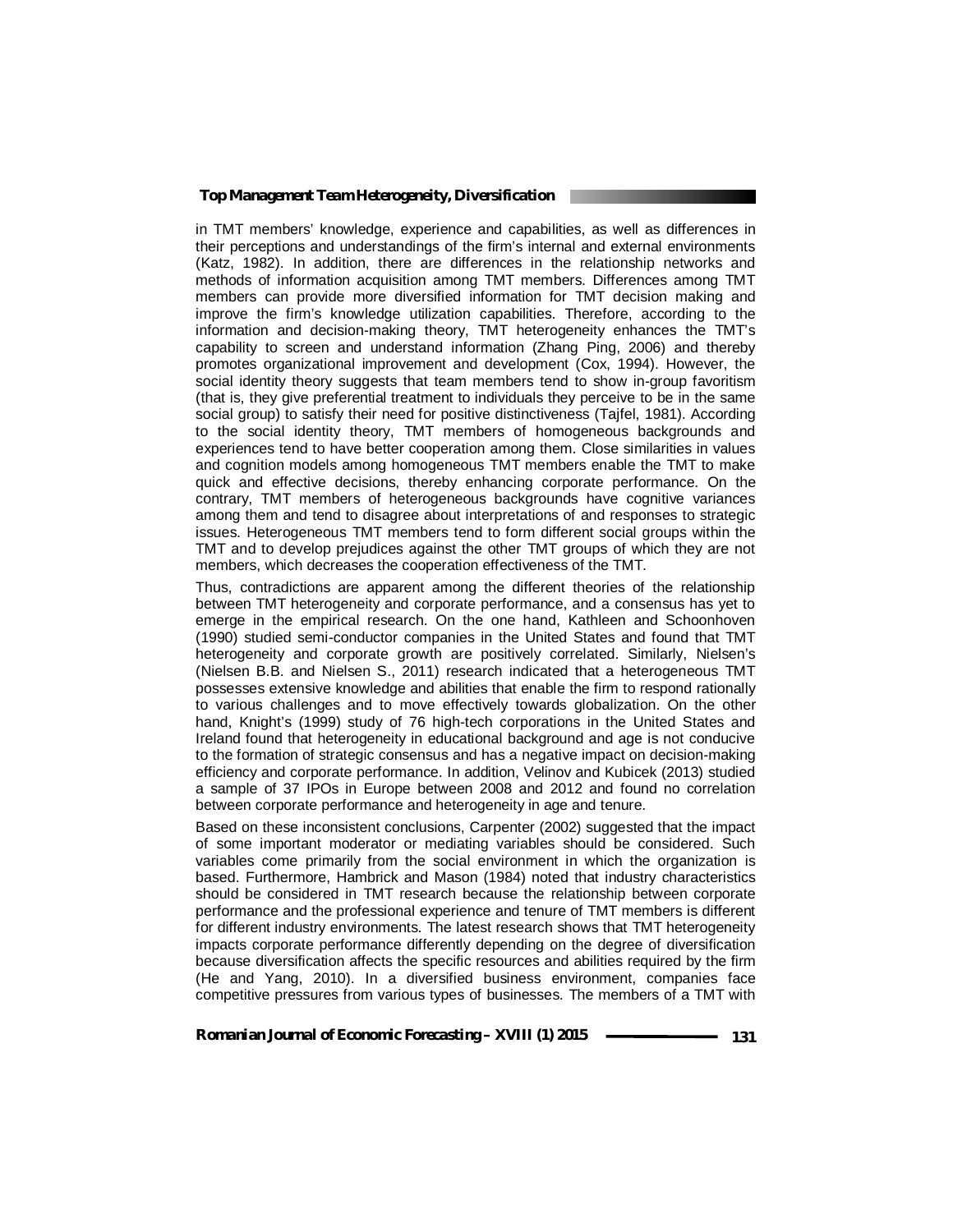in TMT members' knowledge, experience and capabilities, as well as differences in their perceptions and understandings of the firm's internal and external environments (Katz, 1982). In addition, there are differences in the relationship networks and methods of information acquisition among TMT members. Differences among TMT members can provide more diversified information for TMT decision making and improve the firm's knowledge utilization capabilities. Therefore, according to the information and decision-making theory, TMT heterogeneity enhances the TMT's capability to screen and understand information (Zhang Ping, 2006) and thereby promotes organizational improvement and development (Cox, 1994). However, the social identity theory suggests that team members tend to show in-group favoritism (that is, they give preferential treatment to individuals they perceive to be in the same social group) to satisfy their need for positive distinctiveness (Tajfel, 1981). According to the social identity theory, TMT members of homogeneous backgrounds and experiences tend to have better cooperation among them. Close similarities in values and cognition models among homogeneous TMT members enable the TMT to make quick and effective decisions, thereby enhancing corporate performance. On the contrary, TMT members of heterogeneous backgrounds have cognitive variances among them and tend to disagree about interpretations of and responses to strategic issues. Heterogeneous TMT members tend to form different social groups within the TMT and to develop prejudices against the other TMT groups of which they are not members, which decreases the cooperation effectiveness of the TMT.

Thus, contradictions are apparent among the different theories of the relationship between TMT heterogeneity and corporate performance, and a consensus has yet to emerge in the empirical research. On the one hand, Kathleen and Schoonhoven (1990) studied semi-conductor companies in the United States and found that TMT heterogeneity and corporate growth are positively correlated. Similarly, Nielsen's (Nielsen B.B. and Nielsen S., 2011) research indicated that a heterogeneous TMT possesses extensive knowledge and abilities that enable the firm to respond rationally to various challenges and to move effectively towards globalization. On the other hand, Knight's (1999) study of 76 high-tech corporations in the United States and Ireland found that heterogeneity in educational background and age is not conducive to the formation of strategic consensus and has a negative impact on decision-making efficiency and corporate performance. In addition, Velinov and Kubicek (2013) studied a sample of 37 IPOs in Europe between 2008 and 2012 and found no correlation between corporate performance and heterogeneity in age and tenure.

Based on these inconsistent conclusions, Carpenter (2002) suggested that the impact of some important moderator or mediating variables should be considered. Such variables come primarily from the social environment in which the organization is based. Furthermore, Hambrick and Mason (1984) noted that industry characteristics should be considered in TMT research because the relationship between corporate performance and the professional experience and tenure of TMT members is different for different industry environments. The latest research shows that TMT heterogeneity impacts corporate performance differently depending on the degree of diversification because diversification affects the specific resources and abilities required by the firm (He and Yang, 2010). In a diversified business environment, companies face competitive pressures from various types of businesses. The members of a TMT with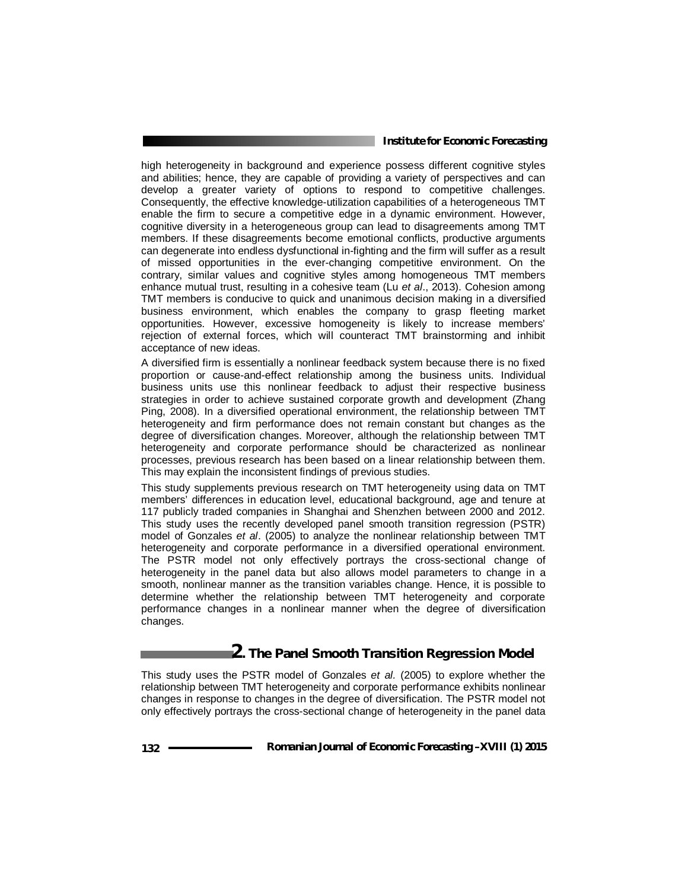high heterogeneity in background and experience possess different cognitive styles and abilities; hence, they are capable of providing a variety of perspectives and can develop a greater variety of options to respond to competitive challenges. Consequently, the effective knowledge-utilization capabilities of a heterogeneous TMT enable the firm to secure a competitive edge in a dynamic environment. However, cognitive diversity in a heterogeneous group can lead to disagreements among TMT members. If these disagreements become emotional conflicts, productive arguments can degenerate into endless dysfunctional in-fighting and the firm will suffer as a result of missed opportunities in the ever-changing competitive environment. On the contrary, similar values and cognitive styles among homogeneous TMT members enhance mutual trust, resulting in a cohesive team (Lu *et al*., 2013). Cohesion among TMT members is conducive to quick and unanimous decision making in a diversified business environment, which enables the company to grasp fleeting market opportunities. However, excessive homogeneity is likely to increase members' rejection of external forces, which will counteract TMT brainstorming and inhibit acceptance of new ideas.

A diversified firm is essentially a nonlinear feedback system because there is no fixed proportion or cause-and-effect relationship among the business units. Individual business units use this nonlinear feedback to adjust their respective business strategies in order to achieve sustained corporate growth and development (Zhang Ping, 2008). In a diversified operational environment, the relationship between TMT heterogeneity and firm performance does not remain constant but changes as the degree of diversification changes. Moreover, although the relationship between TMT heterogeneity and corporate performance should be characterized as nonlinear processes, previous research has been based on a linear relationship between them. This may explain the inconsistent findings of previous studies.

This study supplements previous research on TMT heterogeneity using data on TMT members' differences in education level, educational background, age and tenure at 117 publicly traded companies in Shanghai and Shenzhen between 2000 and 2012. This study uses the recently developed panel smooth transition regression (PSTR) model of Gonzales *et al*. (2005) to analyze the nonlinear relationship between TMT heterogeneity and corporate performance in a diversified operational environment. The PSTR model not only effectively portrays the cross-sectional change of heterogeneity in the panel data but also allows model parameters to change in a smooth, nonlinear manner as the transition variables change. Hence, it is possible to determine whether the relationship between TMT heterogeneity and corporate performance changes in a nonlinear manner when the degree of diversification changes.

## 2. The Panel Smooth Transition Regression Model

This study uses the PSTR model of Gonzales *et al.* (2005) to explore whether the relationship between TMT heterogeneity and corporate performance exhibits nonlinear changes in response to changes in the degree of diversification. The PSTR model not only effectively portrays the cross-sectional change of heterogeneity in the panel data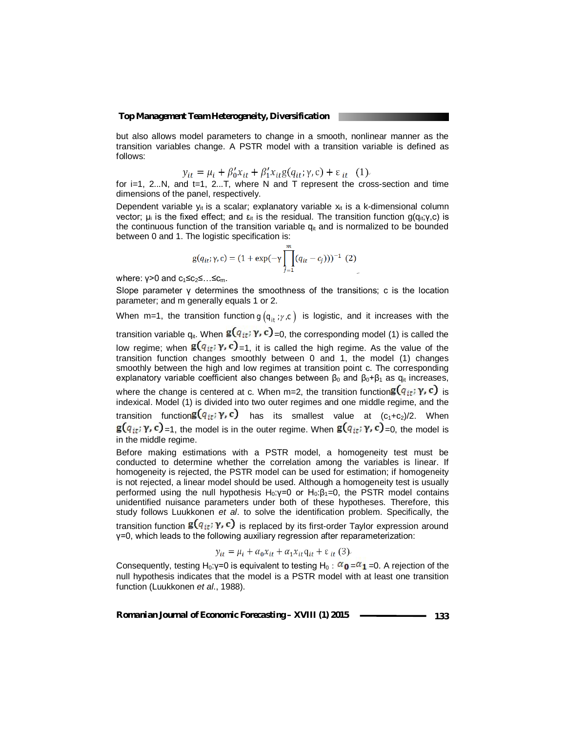but also allows model parameters to change in a smooth, nonlinear manner as the transition variables change. A PSTR model with a transition variable is defined as follows:

$$y_{it} = \mu_i + \beta_0' x_{it} + \beta_1' x_{it} g(q_{it}; \gamma, c) + \varepsilon_{it} \quad (1)$$

for i=1, 2...N, and t=1, 2...T, where N and T represent the cross-section and time dimensions of the panel, respectively.

Dependent variable $y_{it}$ is a scalar; explanatory variable $x_{it}$ is a k-dimensional column vector; $\mu_i$ is the fixed effect; and $\varepsilon_{it}$ is the residual. The transition function $g(q_{it};\gamma,c)$ is the continuous function of the transition variable $q_{it}$ and is normalized to be bounded between 0 and 1. The logistic specification is:

$$g(q_{it}; \gamma, c) = (1 + \exp(-\gamma \prod_{j=1}^{m} (q_{it} - c_j)))^{-1} \quad (2)$$

where: $\gamma>0$ and $c_1 \leq c_2 \leq \ldots \leq c_m$.

Slope parameter $\gamma$ determines the smoothness of the transitions; c is the location parameter; and m generally equals 1 or 2.

When m=1, the transition function $g(q_{it};\gamma,c)$ is logistic, and it increases with the transition variable $q_{it}$. When $g(q_{it};\gamma,c)=0$, the corresponding model (1) is called the low regime; when $g(q_{it};\gamma,c)=1$, it is called the high regime. As the value of the transition function changes smoothly between 0 and 1, the model (1) changes smoothly between the high and low regimes at transition point c. The corresponding explanatory variable coefficient also changes between $\beta_0$ and $\beta_0+\beta_1$ as $q_{it}$ increases, where the change is centered at c. When m=2, the transition function $g(q_{it};\gamma,c)$ is indexical. Model (1) is divided into two outer regimes and one middle regime, and the transition function $g(q_{it};\gamma,c)$ has its smallest value at $(c_1+c_2)/2$. When $g(q_{it};\gamma,c)=1$, the model is in the outer regime. When $g(q_{it};\gamma,c)=0$, the model is in the middle regime.

Before making estimations with a PSTR model, a homogeneity test must be conducted to determine whether the correlation among the variables is linear. If homogeneity is rejected, the PSTR model can be used for estimation; if homogeneity is not rejected, a linear model should be used. Although a homogeneity test is usually performed using the null hypothesis $H_0:\gamma=0$ or $H_0:\beta_1=0$, the PSTR model contains unidentified nuisance parameters under both of these hypotheses. Therefore, this study follows Luukkonen *et al*. to solve the identification problem. Specifically, the transition function $g(q_{it};\gamma,c)$ is replaced by its first-order Taylor expression around $\gamma=0$, which leads to the following auxiliary regression after reparameterization:

$$y_{it} = \mu_i + \alpha_0 x_{it} + \alpha_1 x_{it} q_{it} + \varepsilon_{it} \quad (3)$$

Consequently, testing $H_0:\gamma=0$ is equivalent to testing $H_0 : \alpha_0=\alpha_1=0$. A rejection of the null hypothesis indicates that the model is a PSTR model with at least one transition function (Luukkonen *et al*., 1988).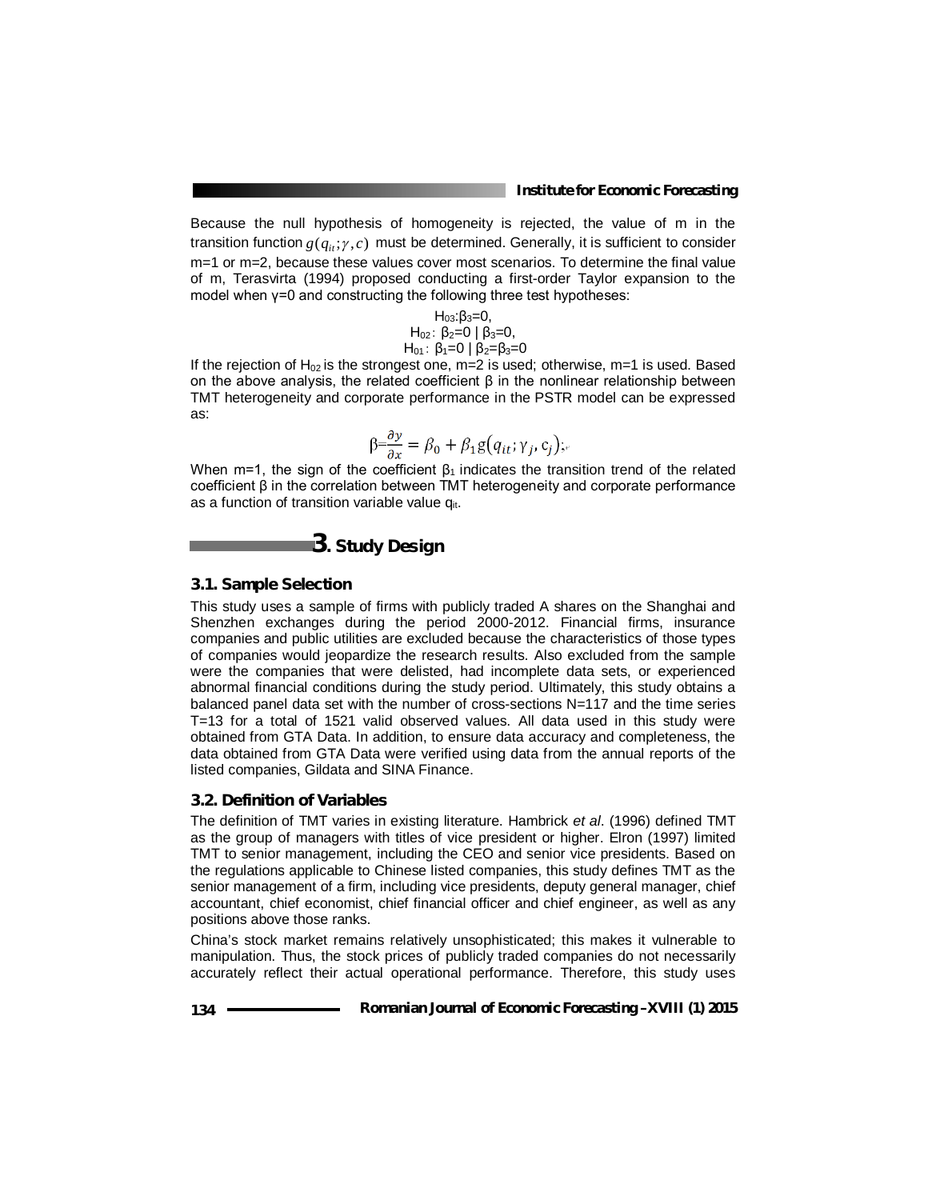Because the null hypothesis of homogeneity is rejected, the value of m in the transition function $g(q_{it};\gamma,c)$ must be determined. Generally, it is sufficient to consider m=1 or m=2, because these values cover most scenarios. To determine the final value of m, Terasvirta (1994) proposed conducting a first-order Taylor expansion to the model when γ=0 and constructing the following three test hypotheses:

$$H_{03}:\beta_3=0,$$
$$H_{02}:\ \beta_2=0 \mid \beta_3=0,$$
$$H_{01}:\ \beta_1=0 \mid \beta_2=\beta_3=0$$

If the rejection of $H_{02}$ is the strongest one, m=2 is used; otherwise, m=1 is used. Based on the above analysis, the related coefficient β in the nonlinear relationship between TMT heterogeneity and corporate performance in the PSTR model can be expressed as:

$$\beta=\frac{\partial y}{\partial x}=\beta_0+\beta_1 g\left(q_{it};\gamma_j,c_j\right);$$

When m=1, the sign of the coefficient $\beta_1$ indicates the transition trend of the related coefficient β in the correlation between TMT heterogeneity and corporate performance as a function of transition variable value $q_{it}$.

# 3. Study Design

## 3.1. Sample Selection

This study uses a sample of firms with publicly traded A shares on the Shanghai and Shenzhen exchanges during the period 2000-2012. Financial firms, insurance companies and public utilities are excluded because the characteristics of those types of companies would jeopardize the research results. Also excluded from the sample were the companies that were delisted, had incomplete data sets, or experienced abnormal financial conditions during the study period. Ultimately, this study obtains a balanced panel data set with the number of cross-sections N=117 and the time series T=13 for a total of 1521 valid observed values. All data used in this study were obtained from GTA Data. In addition, to ensure data accuracy and completeness, the data obtained from GTA Data were verified using data from the annual reports of the listed companies, Gildata and SINA Finance.

## 3.2. Definition of Variables

The definition of TMT varies in existing literature. Hambrick *et al*. (1996) defined TMT as the group of managers with titles of vice president or higher. Elron (1997) limited TMT to senior management, including the CEO and senior vice presidents. Based on the regulations applicable to Chinese listed companies, this study defines TMT as the senior management of a firm, including vice presidents, deputy general manager, chief accountant, chief economist, chief financial officer and chief engineer, as well as any positions above those ranks.

China's stock market remains relatively unsophisticated; this makes it vulnerable to manipulation. Thus, the stock prices of publicly traded companies do not necessarily accurately reflect their actual operational performance. Therefore, this study uses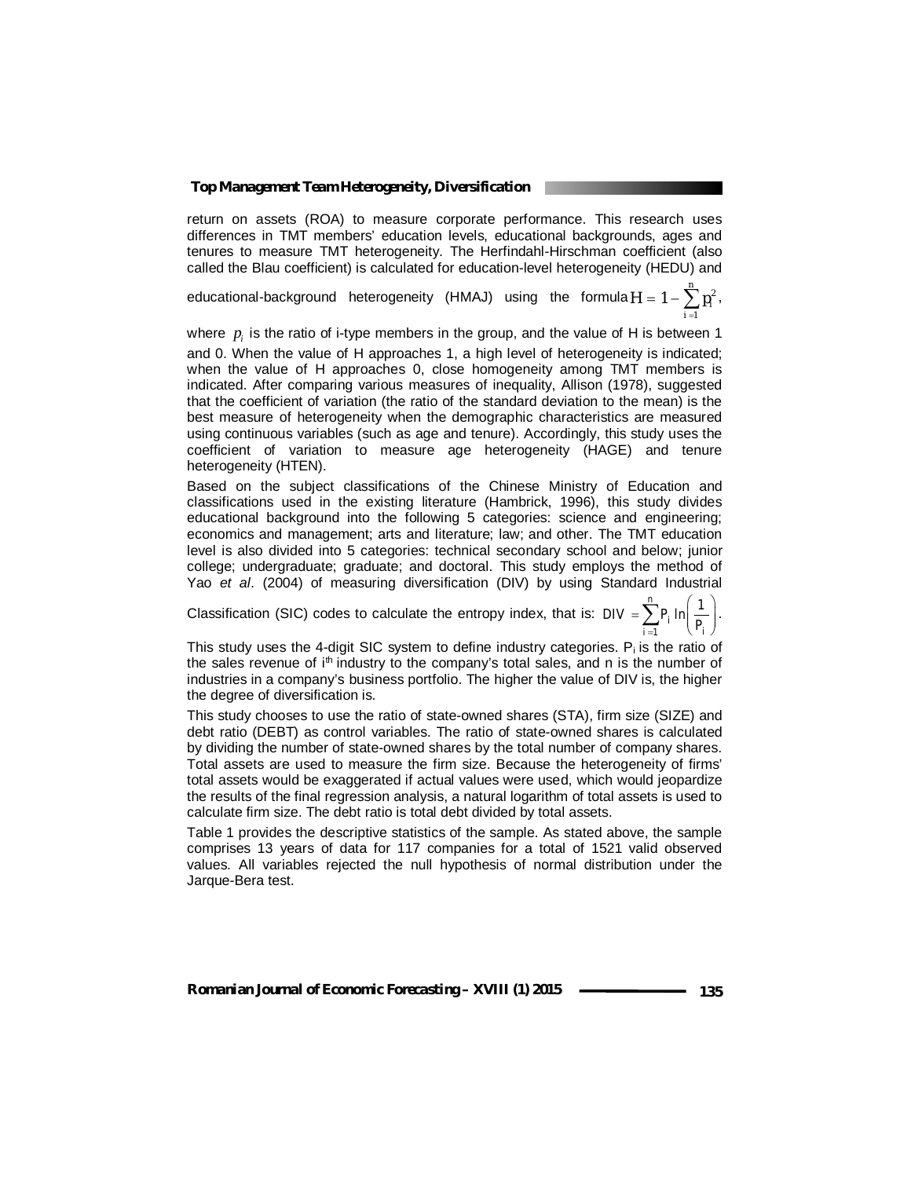return on assets (ROA) to measure corporate performance. This research uses differences in TMT members' education levels, educational backgrounds, ages and tenures to measure TMT heterogeneity. The Herfindahl-Hirschman coefficient (also called the Blau coefficient) is calculated for education-level heterogeneity (HEDU) and educational-background heterogeneity (HMAJ) using the formula $H = 1 - \sum_{i=1}^{n} p_i^2$, where $p_i$ is the ratio of i-type members in the group, and the value of H is between 1 and 0. When the value of H approaches 1, a high level of heterogeneity is indicated; when the value of H approaches 0, close homogeneity among TMT members is indicated. After comparing various measures of inequality, Allison (1978), suggested that the coefficient of variation (the ratio of the standard deviation to the mean) is the best measure of heterogeneity when the demographic characteristics are measured using continuous variables (such as age and tenure). Accordingly, this study uses the coefficient of variation to measure age heterogeneity (HAGE) and tenure heterogeneity (HTEN).

Based on the subject classifications of the Chinese Ministry of Education and classifications used in the existing literature (Hambrick, 1996), this study divides educational background into the following 5 categories: science and engineering; economics and management; arts and literature; law; and other. The TMT education level is also divided into 5 categories: technical secondary school and below; junior college; undergraduate; graduate; and doctoral. This study employs the method of Yao *et al*. (2004) of measuring diversification (DIV) by using Standard Industrial Classification (SIC) codes to calculate the entropy index, that is: $DIV = \sum_{i=1}^{n} P_i \ln\left(\frac{1}{P_i}\right)$.

This study uses the 4-digit SIC system to define industry categories. $P_i$ is the ratio of the sales revenue of $i^{th}$ industry to the company's total sales, and n is the number of industries in a company's business portfolio. The higher the value of DIV is, the higher the degree of diversification is.

This study chooses to use the ratio of state-owned shares (STA), firm size (SIZE) and debt ratio (DEBT) as control variables. The ratio of state-owned shares is calculated by dividing the number of state-owned shares by the total number of company shares. Total assets are used to measure the firm size. Because the heterogeneity of firms' total assets would be exaggerated if actual values were used, which would jeopardize the results of the final regression analysis, a natural logarithm of total assets is used to calculate firm size. The debt ratio is total debt divided by total assets.

Table 1 provides the descriptive statistics of the sample. As stated above, the sample comprises 13 years of data for 117 companies for a total of 1521 valid observed values. All variables rejected the null hypothesis of normal distribution under the Jarque-Bera test.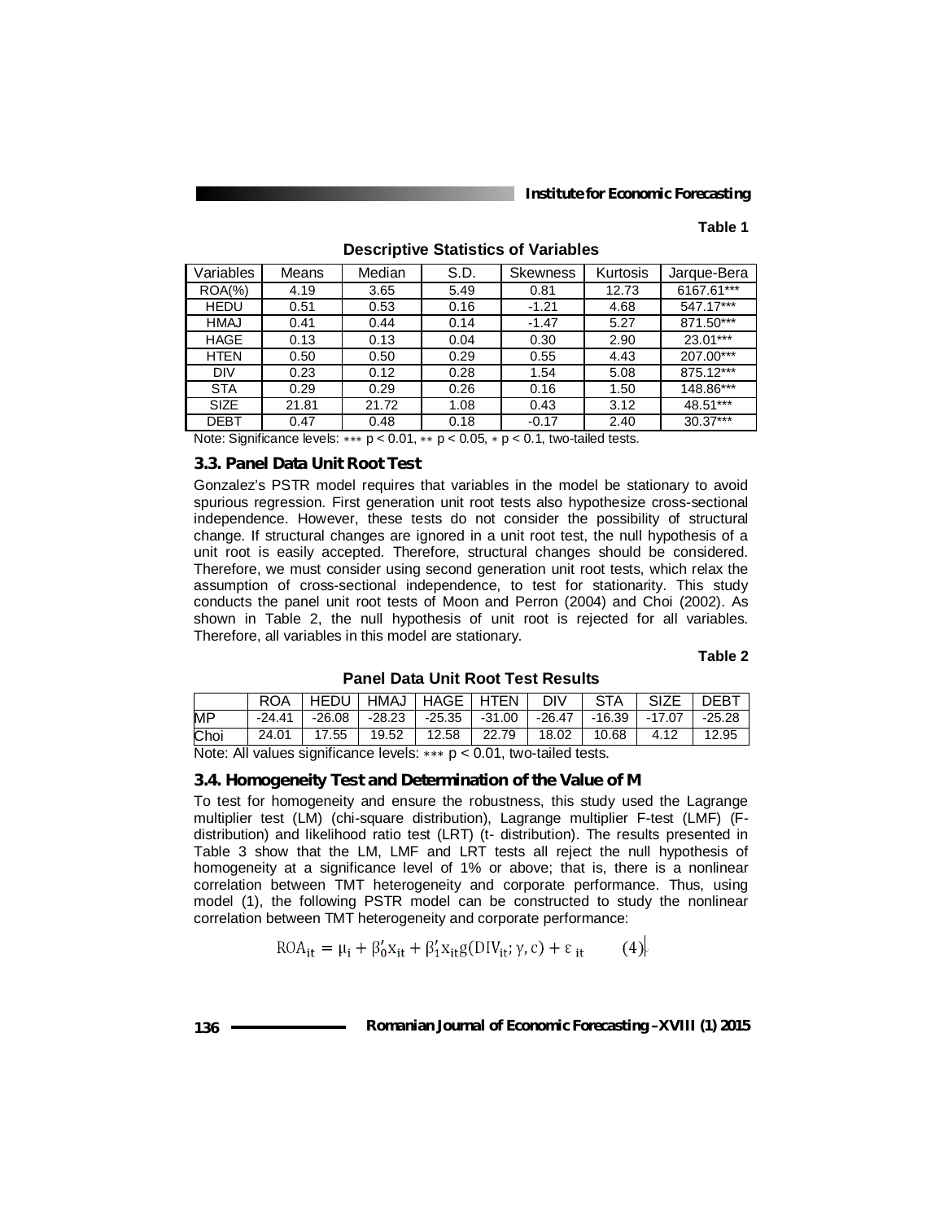**Table 1**

**Descriptive Statistics of Variables**

| Variables | Means | Median | S.D. | Skewness | Kurtosis | Jarque-Bera |
|---|---|---|---|---|---|---|
| ROA(%) | 4.19 | 3.65 | 5.49 | 0.81 | 12.73 | 6167.61*** |
| HEDU | 0.51 | 0.53 | 0.16 | -1.21 | 4.68 | 547.17*** |
| HMAJ | 0.41 | 0.44 | 0.14 | -1.47 | 5.27 | 871.50*** |
| HAGE | 0.13 | 0.13 | 0.04 | 0.30 | 2.90 | 23.01*** |
| HTEN | 0.50 | 0.50 | 0.29 | 0.55 | 4.43 | 207.00*** |
| DIV | 0.23 | 0.12 | 0.28 | 1.54 | 5.08 | 875.12*** |
| STA | 0.29 | 0.29 | 0.26 | 0.16 | 1.50 | 148.86*** |
| SIZE | 21.81 | 21.72 | 1.08 | 0.43 | 3.12 | 48.51*** |
| DEBT | 0.47 | 0.48 | 0.18 | -0.17 | 2.40 | 30.37*** |

Note: Significance levels: *** $p < 0.01$, ** $p < 0.05$, * $p < 0.1$, two-tailed tests.

### 3.3. Panel Data Unit Root Test

Gonzalez's PSTR model requires that variables in the model be stationary to avoid spurious regression. First generation unit root tests also hypothesize cross-sectional independence. However, these tests do not consider the possibility of structural change. If structural changes are ignored in a unit root test, the null hypothesis of a unit root is easily accepted. Therefore, structural changes should be considered. Therefore, we must consider using second generation unit root tests, which relax the assumption of cross-sectional independence, to test for stationarity. This study conducts the panel unit root tests of Moon and Perron (2004) and Choi (2002). As shown in Table 2, the null hypothesis of unit root is rejected for all variables. Therefore, all variables in this model are stationary.

**Table 2**

**Panel Data Unit Root Test Results**

| | ROA | HEDU | HMAJ | HAGE | HTEN | DIV | STA | SIZE | DEBT |
|---|---|---|---|---|---|---|---|---|---|
| MP | -24.41 | -26.08 | -28.23 | -25.35 | -31.00 | -26.47 | -16.39 | -17.07 | -25.28 |
| Choi | 24.01 | 17.55 | 19.52 | 12.58 | 22.79 | 18.02 | 10.68 | 4.12 | 12.95 |

Note: All values significance levels: *** $p < 0.01$, two-tailed tests.

### 3.4. Homogeneity Test and Determination of the Value of M

To test for homogeneity and ensure the robustness, this study used the Lagrange multiplier test (LM) (chi-square distribution), Lagrange multiplier F-test (LMF) (F-distribution) and likelihood ratio test (LRT) (t- distribution). The results presented in Table 3 show that the LM, LMF and LRT tests all reject the null hypothesis of homogeneity at a significance level of 1% or above; that is, there is a nonlinear correlation between TMT heterogeneity and corporate performance. Thus, using model (1), the following PSTR model can be constructed to study the nonlinear correlation between TMT heterogeneity and corporate performance:

$$ROA_{it} = \mu_i + \beta_0' x_{it} + \beta_1' x_{it} g(DIV_{it}; \gamma, c) + \varepsilon_{it} \qquad (4)$$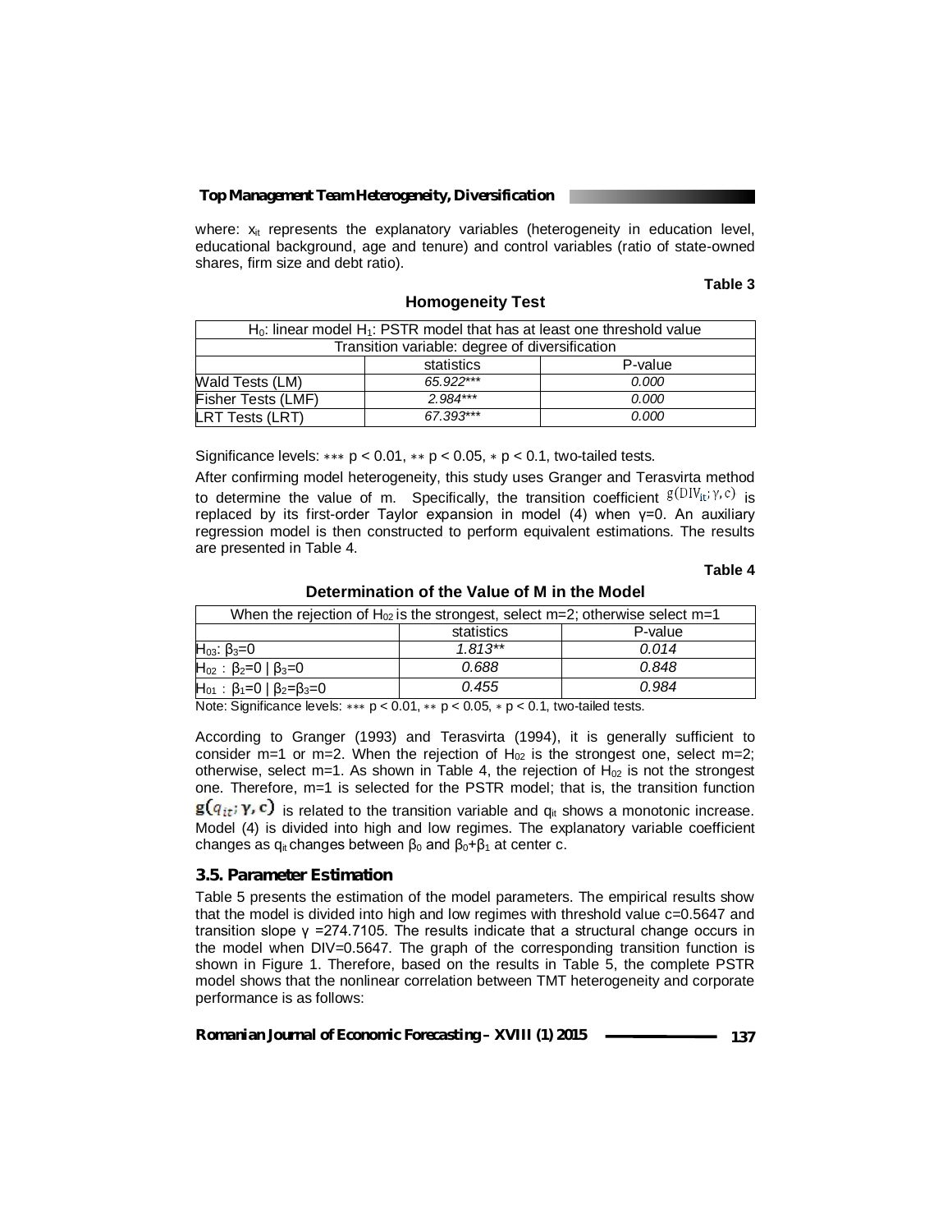where: $x_{it}$ represents the explanatory variables (heterogeneity in education level, educational background, age and tenure) and control variables (ratio of state-owned shares, firm size and debt ratio).

**Table 3**

**Homogeneity Test**

| $H_0$: linear model $H_1$: PSTR model that has at least one threshold value | | |
|---|---|---|
| Transition variable: degree of diversification | | |
| | statistics | P-value |
| Wald Tests (LM) | *65.922**** | *0.000* |
| Fisher Tests (LMF) | *2.984**** | *0.000* |
| LRT Tests (LRT) | *67.393**** | *0.000* |

Significance levels: *** $p < 0.01$, ** $p < 0.05$, * $p < 0.1$, two-tailed tests.

After confirming model heterogeneity, this study uses Granger and Terasvirta method to determine the value of m. Specifically, the transition coefficient $g(DIV_{it}; \gamma, c)$ is replaced by its first-order Taylor expansion in model (4) when $\gamma$=0. An auxiliary regression model is then constructed to perform equivalent estimations. The results are presented in Table 4.

**Table 4**

**Determination of the Value of M in the Model**

| When the rejection of $H_{02}$ is the strongest, select m=2; otherwise select m=1 | | |
|---|---|---|
| | statistics | P-value |
| $H_{03}$: $\beta_3=0$ | *1.813*** | *0.014* |
| $H_{02}$ : $\beta_2=0 \mid \beta_3=0$ | *0.688* | *0.848* |
| $H_{01}$ : $\beta_1=0 \mid \beta_2=\beta_3=0$ | *0.455* | *0.984* |

Note: Significance levels: *** $p < 0.01$, ** $p < 0.05$, * $p < 0.1$, two-tailed tests.

According to Granger (1993) and Terasvirta (1994), it is generally sufficient to consider m=1 or m=2. When the rejection of $H_{02}$ is the strongest one, select m=2; otherwise, select m=1. As shown in Table 4, the rejection of $H_{02}$ is not the strongest one. Therefore, m=1 is selected for the PSTR model; that is, the transition function $g(q_{it}; \gamma, c)$ is related to the transition variable and $q_{it}$ shows a monotonic increase. Model (4) is divided into high and low regimes. The explanatory variable coefficient changes as $q_{it}$ changes between $\beta_0$ and $\beta_0+\beta_1$ at center c.

### 3.5. Parameter Estimation

Table 5 presents the estimation of the model parameters. The empirical results show that the model is divided into high and low regimes with threshold value c=0.5647 and transition slope $\gamma$ =274.7105. The results indicate that a structural change occurs in the model when DIV=0.5647. The graph of the corresponding transition function is shown in Figure 1. Therefore, based on the results in Table 5, the complete PSTR model shows that the nonlinear correlation between TMT heterogeneity and corporate performance is as follows: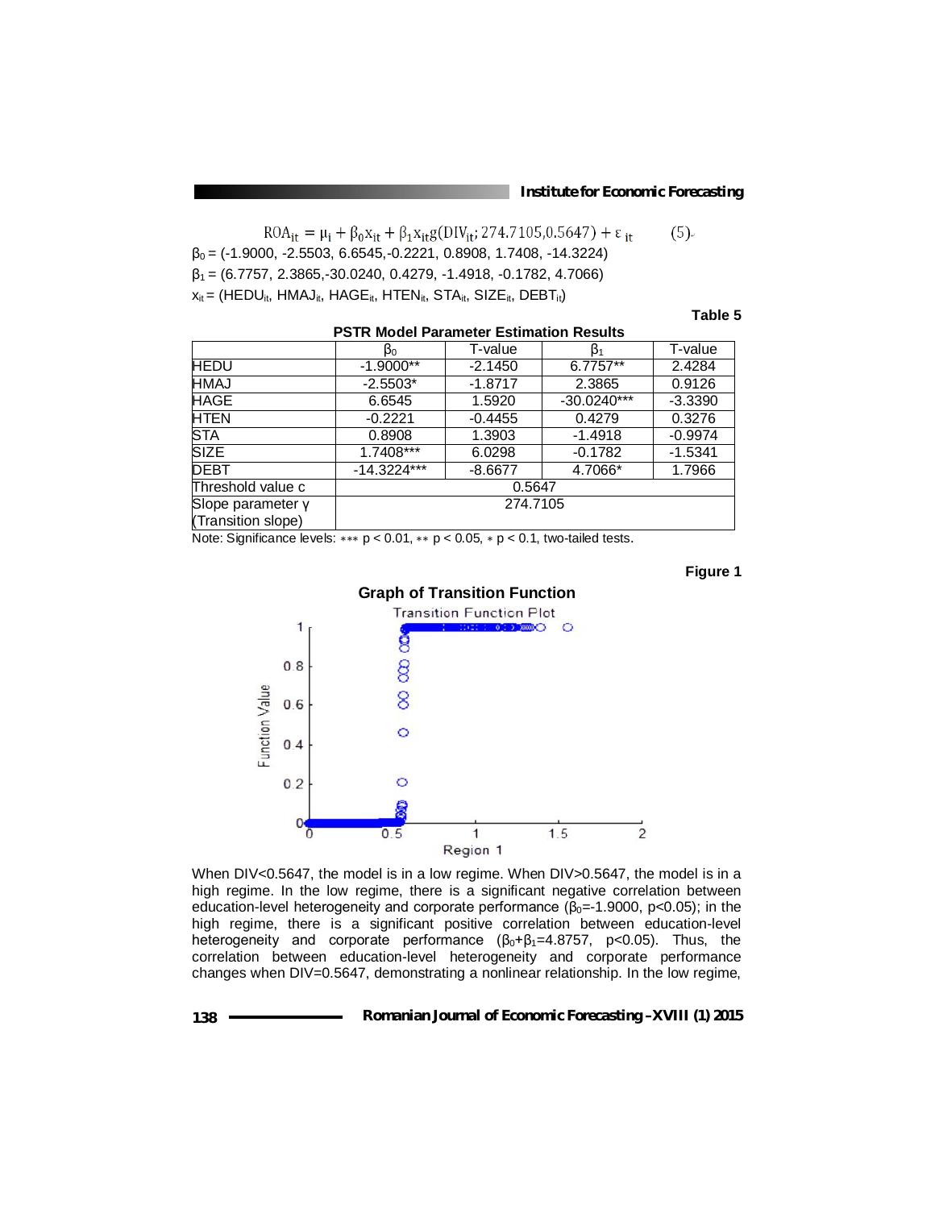$$ROA_{it} = \mu_i + \beta_0 x_{it} + \beta_1 x_{it} g(DIV_{it}; 274.7105, 0.5647) + \varepsilon_{it} \quad (5)$$

$\beta_0$ = (-1.9000, -2.5503, 6.6545,-0.2221, 0.8908, 1.7408, -14.3224)

$\beta_1$ = (6.7757, 2.3865,-30.0240, 0.4279, -1.4918, -0.1782, 4.7066)

$x_{it}$ = ($HEDU_{it}$, $HMAJ_{it}$, $HAGE_{it}$, $HTEN_{it}$, $STA_{it}$, $SIZE_{it}$, $DEBT_{it}$)

**Table 5**

**PSTR Model Parameter Estimation Results**

| | $\beta_0$ | T-value | $\beta_1$ | T-value |
|---|---|---|---|---|
| HEDU | -1.9000** | -2.1450 | 6.7757** | 2.4284 |
| HMAJ | -2.5503* | -1.8717 | 2.3865 | 0.9126 |
| HAGE | 6.6545 | 1.5920 | -30.0240*** | -3.3390 |
| HTEN | -0.2221 | -0.4455 | 0.4279 | 0.3276 |
| STA | 0.8908 | 1.3903 | -1.4918 | -0.9974 |
| SIZE | 1.7408*** | 6.0298 | -0.1782 | -1.5341 |
| DEBT | -14.3224*** | -8.6677 | 4.7066* | 1.7966 |
| Threshold value c | 0.5647 | | | |
| Slope parameter γ (Transition slope) | 274.7105 | | | |

Note: Significance levels: *** $p < 0.01$, ** $p < 0.05$, * $p < 0.1$, two-tailed tests.

**Figure 1**

**Graph of Transition Function**

When DIV<0.5647, the model is in a low regime. When DIV>0.5647, the model is in a high regime. In the low regime, there is a significant negative correlation between education-level heterogeneity and corporate performance ($\beta_0$=-1.9000, $p<0.05$); in the high regime, there is a significant positive correlation between education-level heterogeneity and corporate performance ($\beta_0+\beta_1$=4.8757, $p<0.05$). Thus, the correlation between education-level heterogeneity and corporate performance changes when DIV=0.5647, demonstrating a nonlinear relationship. In the low regime,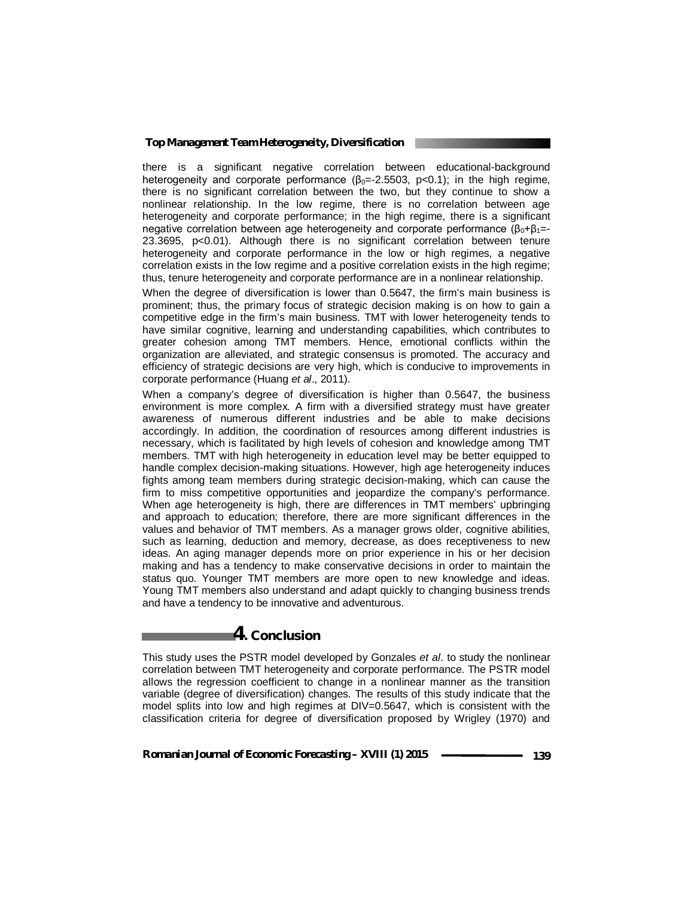there is a significant negative correlation between educational-background heterogeneity and corporate performance ($\beta_0$=-2.5503, $p<0.1$); in the high regime, there is no significant correlation between the two, but they continue to show a nonlinear relationship. In the low regime, there is no correlation between age heterogeneity and corporate performance; in the high regime, there is a significant negative correlation between age heterogeneity and corporate performance ($\beta_0+\beta_1$=-23.3695, $p<0.01$). Although there is no significant correlation between tenure heterogeneity and corporate performance in the low or high regimes, a negative correlation exists in the low regime and a positive correlation exists in the high regime; thus, tenure heterogeneity and corporate performance are in a nonlinear relationship.

When the degree of diversification is lower than 0.5647, the firm's main business is prominent; thus, the primary focus of strategic decision making is on how to gain a competitive edge in the firm's main business. TMT with lower heterogeneity tends to have similar cognitive, learning and understanding capabilities, which contributes to greater cohesion among TMT members. Hence, emotional conflicts within the organization are alleviated, and strategic consensus is promoted. The accuracy and efficiency of strategic decisions are very high, which is conducive to improvements in corporate performance (Huang *et al*., 2011).

When a company's degree of diversification is higher than 0.5647, the business environment is more complex. A firm with a diversified strategy must have greater awareness of numerous different industries and be able to make decisions accordingly. In addition, the coordination of resources among different industries is necessary, which is facilitated by high levels of cohesion and knowledge among TMT members. TMT with high heterogeneity in education level may be better equipped to handle complex decision-making situations. However, high age heterogeneity induces fights among team members during strategic decision-making, which can cause the firm to miss competitive opportunities and jeopardize the company's performance. When age heterogeneity is high, there are differences in TMT members' upbringing and approach to education; therefore, there are more significant differences in the values and behavior of TMT members. As a manager grows older, cognitive abilities, such as learning, deduction and memory, decrease, as does receptiveness to new ideas. An aging manager depends more on prior experience in his or her decision making and has a tendency to make conservative decisions in order to maintain the status quo. Younger TMT members are more open to new knowledge and ideas. Young TMT members also understand and adapt quickly to changing business trends and have a tendency to be innovative and adventurous.

## 4. Conclusion

This study uses the PSTR model developed by Gonzales *et al*. to study the nonlinear correlation between TMT heterogeneity and corporate performance. The PSTR model allows the regression coefficient to change in a nonlinear manner as the transition variable (degree of diversification) changes. The results of this study indicate that the model splits into low and high regimes at DIV=0.5647, which is consistent with the classification criteria for degree of diversification proposed by Wrigley (1970) and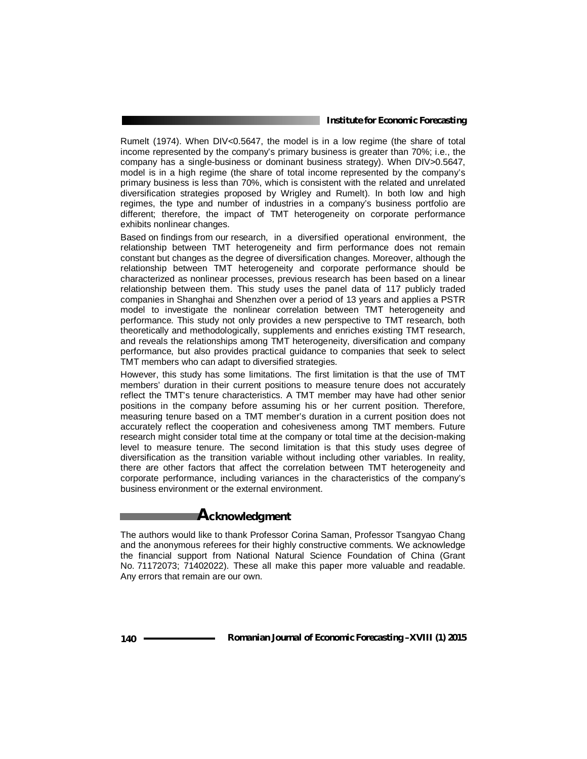Rumelt (1974). When DIV<0.5647, the model is in a low regime (the share of total income represented by the company's primary business is greater than 70%; i.e., the company has a single-business or dominant business strategy). When DIV>0.5647, model is in a high regime (the share of total income represented by the company's primary business is less than 70%, which is consistent with the related and unrelated diversification strategies proposed by Wrigley and Rumelt). In both low and high regimes, the type and number of industries in a company's business portfolio are different; therefore, the impact of TMT heterogeneity on corporate performance exhibits nonlinear changes.

Based on findings from our research, in a diversified operational environment, the relationship between TMT heterogeneity and firm performance does not remain constant but changes as the degree of diversification changes. Moreover, although the relationship between TMT heterogeneity and corporate performance should be characterized as nonlinear processes, previous research has been based on a linear relationship between them. This study uses the panel data of 117 publicly traded companies in Shanghai and Shenzhen over a period of 13 years and applies a PSTR model to investigate the nonlinear correlation between TMT heterogeneity and performance. This study not only provides a new perspective to TMT research, both theoretically and methodologically, supplements and enriches existing TMT research, and reveals the relationships among TMT heterogeneity, diversification and company performance, but also provides practical guidance to companies that seek to select TMT members who can adapt to diversified strategies.

However, this study has some limitations. The first limitation is that the use of TMT members' duration in their current positions to measure tenure does not accurately reflect the TMT's tenure characteristics. A TMT member may have had other senior positions in the company before assuming his or her current position. Therefore, measuring tenure based on a TMT member's duration in a current position does not accurately reflect the cooperation and cohesiveness among TMT members. Future research might consider total time at the company or total time at the decision-making level to measure tenure. The second limitation is that this study uses degree of diversification as the transition variable without including other variables. In reality, there are other factors that affect the correlation between TMT heterogeneity and corporate performance, including variances in the characteristics of the company's business environment or the external environment.

## Acknowledgment

The authors would like to thank Professor Corina Saman, Professor Tsangyao Chang and the anonymous referees for their highly constructive comments. We acknowledge the financial support from National Natural Science Foundation of China (Grant No. 71172073; 71402022). These all make this paper more valuable and readable. Any errors that remain are our own.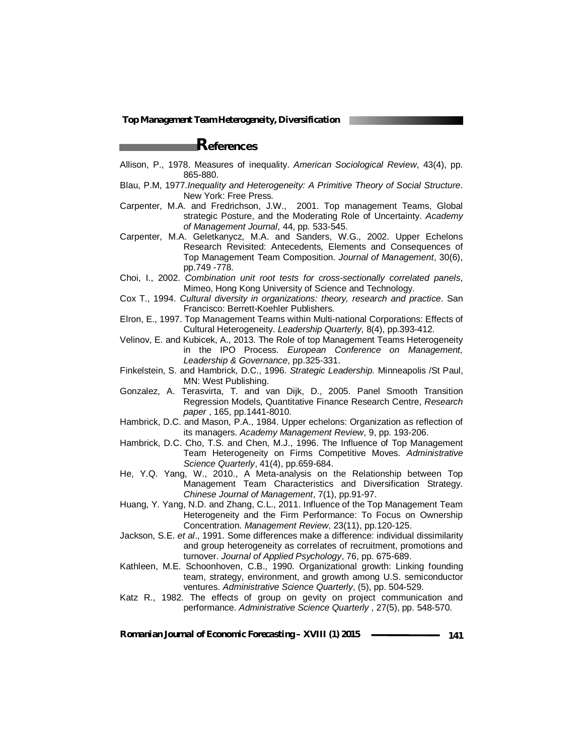## References

Allison, P., 1978. Measures of inequality. *American Sociological Review*, 43(4), pp. 865-880.

Blau, P.M, 1977.*Inequality and Heterogeneity: A Primitive Theory of Social Structure*. New York: Free Press.

Carpenter, M.A. and Fredrichson, J.W., 2001. Top management Teams, Global strategic Posture, and the Moderating Role of Uncertainty. *Academy of Management Journal*, 44, pp. 533-545.

Carpenter, M.A. Geletkanycz, M.A. and Sanders, W.G., 2002. Upper Echelons Research Revisited: Antecedents, Elements and Consequences of Top Management Team Composition. *Journal of Management*, 30(6), pp.749 -778.

Choi, I., 2002. *Combination unit root tests for cross-sectionally correlated panels*, Mimeo, Hong Kong University of Science and Technology.

Cox T., 1994. *Cultural diversity in organizations: theory, research and practice*. San Francisco: Berrett-Koehler Publishers.

Elron, E., 1997. Top Management Teams within Multi-national Corporations: Effects of Cultural Heterogeneity. *Leadership Quarterly*, 8(4), pp.393-412.

Velinov, E. and Kubicek, A., 2013. The Role of top Management Teams Heterogeneity in the IPO Process. *European Conference on Management, Leadership & Governance*, pp.325-331.

Finkelstein, S. and Hambrick, D.C., 1996. *Strategic Leadership.* Minneapolis /St Paul, MN: West Publishing.

Gonzalez, A. Terasvirta, T. and van Dijk, D., 2005. Panel Smooth Transition Regression Models, Quantitative Finance Research Centre, *Research paper* , 165, pp.1441-8010.

Hambrick, D.C. and Mason, P.A., 1984. Upper echelons: Organization as reflection of its managers. *Academy Management Review*, 9, pp. 193-206.

Hambrick, D.C. Cho, T.S. and Chen, M.J., 1996. The Influence of Top Management Team Heterogeneity on Firms Competitive Moves. *Administrative Science Quarterly*, 41(4), pp.659-684.

He, Y.Q. Yang, W., 2010., A Meta-analysis on the Relationship between Top Management Team Characteristics and Diversification Strategy. *Chinese Journal of Management*, 7(1), pp.91-97.

Huang, Y. Yang, N.D. and Zhang, C.L., 2011. Influence of the Top Management Team Heterogeneity and the Firm Performance: To Focus on Ownership Concentration. *Management Review*, 23(11), pp.120-125.

Jackson, S.E. *et al*., 1991. Some differences make a difference: individual dissimilarity and group heterogeneity as correlates of recruitment, promotions and turnover. *Journal of Applied Psychology*, 76, pp. 675-689.

Kathleen, M.E. Schoonhoven, C.B., 1990. Organizational growth: Linking founding team, strategy, environment, and growth among U.S. semiconductor ventures. *Administrative Science Quarterly*, (5), pp. 504-529.

Katz R., 1982. The effects of group on gevity on project communication and performance. *Administrative Science Quarterly* , 27(5), pp. 548-570.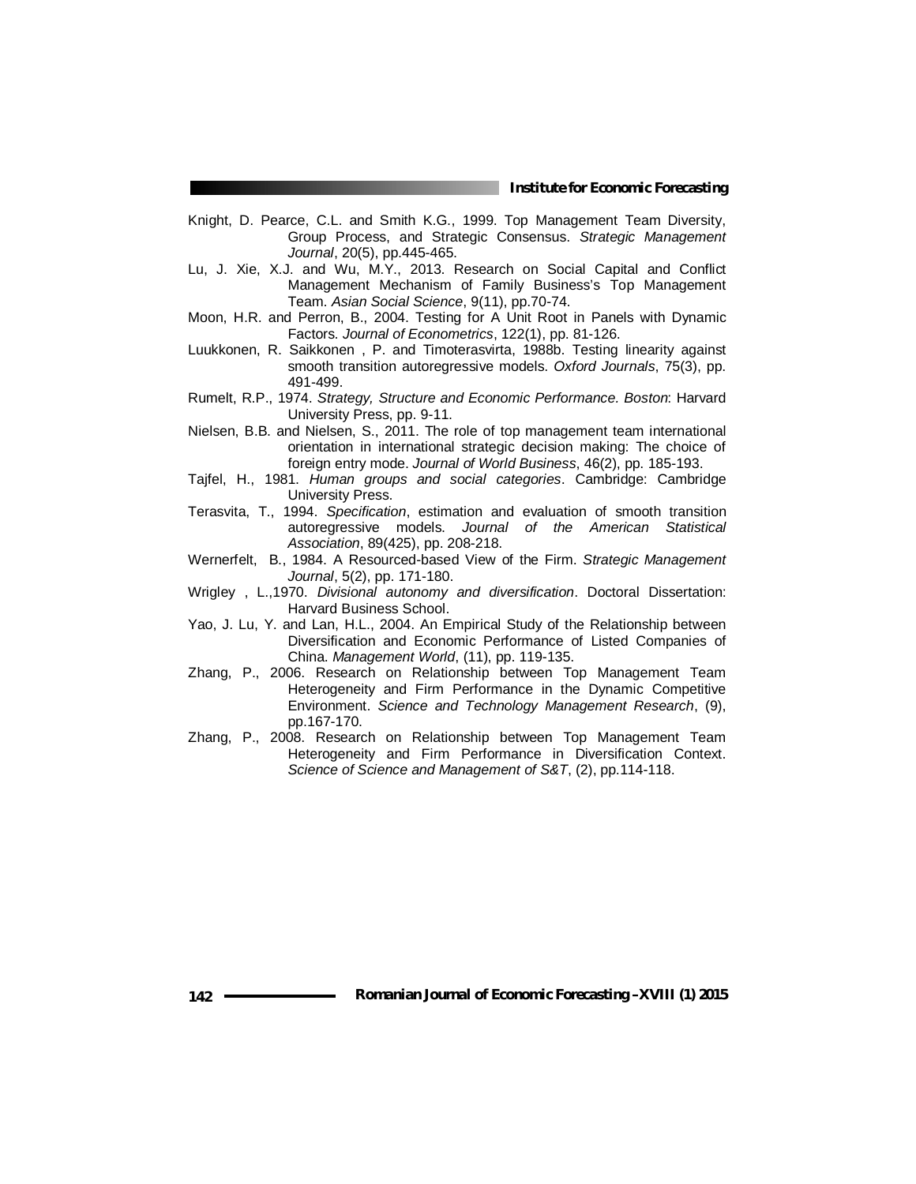Knight, D. Pearce, C.L. and Smith K.G., 1999. Top Management Team Diversity, Group Process, and Strategic Consensus. *Strategic Management Journal*, 20(5), pp.445-465.

Lu, J. Xie, X.J. and Wu, M.Y., 2013. Research on Social Capital and Conflict Management Mechanism of Family Business's Top Management Team. *Asian Social Science*, 9(11), pp.70-74.

Moon, H.R. and Perron, B., 2004. Testing for A Unit Root in Panels with Dynamic Factors. *Journal of Econometrics*, 122(1), pp. 81-126.

Luukkonen, R. Saikkonen , P. and Timoterasvirta, 1988b. Testing linearity against smooth transition autoregressive models. *Oxford Journals*, 75(3), pp. 491-499.

Rumelt, R.P., 1974. *Strategy, Structure and Economic Performance. Boston*: Harvard University Press, pp. 9-11.

Nielsen, B.B. and Nielsen, S., 2011. The role of top management team international orientation in international strategic decision making: The choice of foreign entry mode. *Journal of World Business*, 46(2), pp. 185-193.

Tajfel, H., 1981. *Human groups and social categories*. Cambridge: Cambridge University Press.

Terasvita, T., 1994. *Specification*, estimation and evaluation of smooth transition autoregressive models. *Journal of the American Statistical Association*, 89(425), pp. 208-218.

Wernerfelt, B., 1984. A Resourced-based View of the Firm. *Strategic Management Journal*, 5(2), pp. 171-180.

Wrigley , L.,1970. *Divisional autonomy and diversification*. Doctoral Dissertation: Harvard Business School.

Yao, J. Lu, Y. and Lan, H.L., 2004. An Empirical Study of the Relationship between Diversification and Economic Performance of Listed Companies of China. *Management World*, (11), pp. 119-135.

Zhang, P., 2006. Research on Relationship between Top Management Team Heterogeneity and Firm Performance in the Dynamic Competitive Environment. *Science and Technology Management Research*, (9), pp.167-170.

Zhang, P., 2008. Research on Relationship between Top Management Team Heterogeneity and Firm Performance in Diversification Context. *Science of Science and Management of S&T*, (2), pp.114-118.